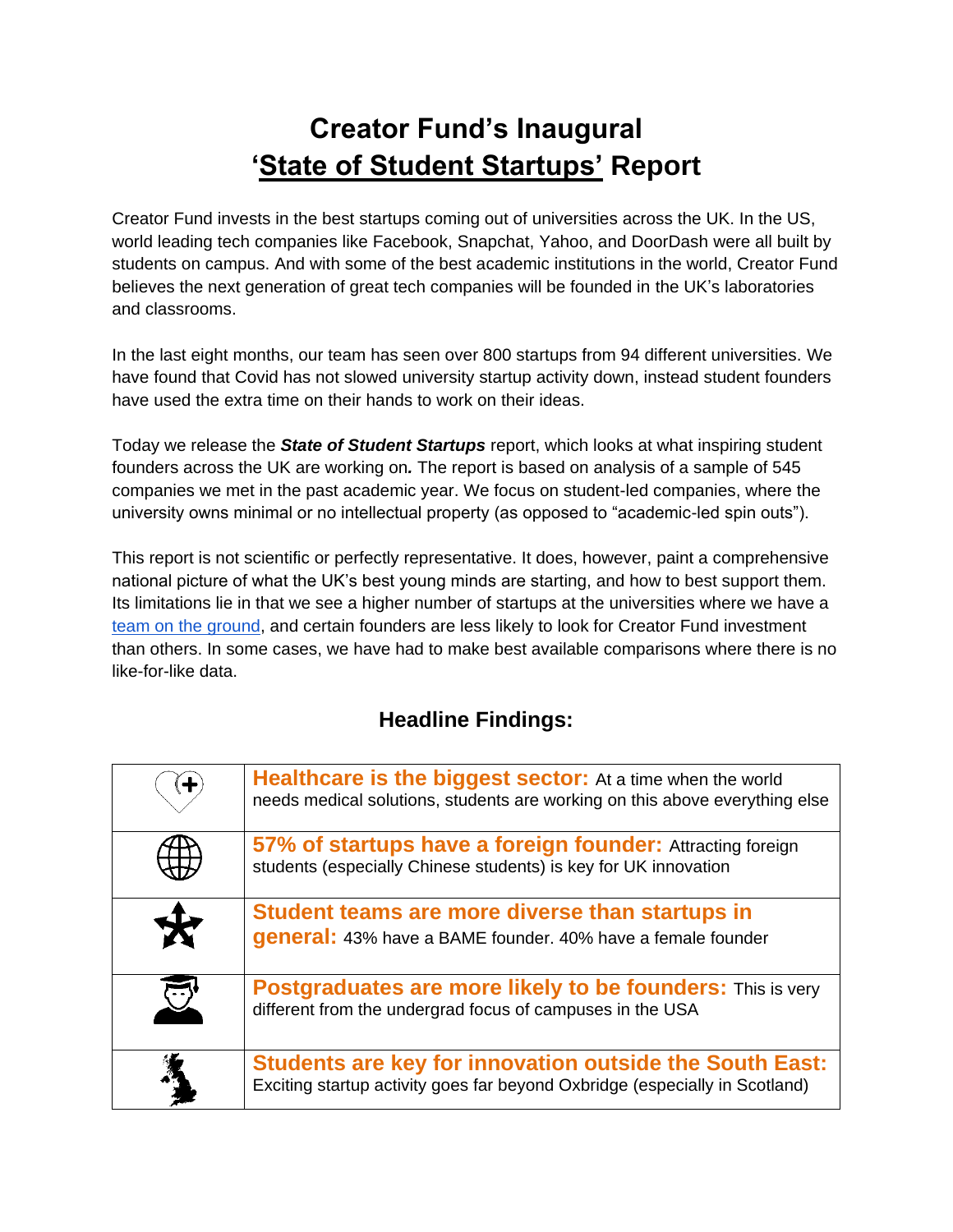# Creator Fund's Inaugural 'State of Student Startups' Report

Creator Fund invests in the best startups coming out of universities across the UK. In the US, world leading tech companies like Facebook, Snapchat, Yahoo, and DoorDash were all built by students on campus. And with some of the best academic institutions in the world, Creator Fund believes the next generation of great tech companies will be founded in the UK's laboratories and classrooms.

In the last eight months, our team has seen over 800 startups from 94 different universities. We have found that Covid has not slowed university startup activity down, instead student founders have used the extra time on their hands to work on their ideas.

Today we release the ***State of Student Startups*** report, which looks at what inspiring student founders across the UK are working on***.*** The report is based on analysis of a sample of 545 companies we met in the past academic year. We focus on student-led companies, where the university owns minimal or no intellectual property (as opposed to "academic-led spin outs").

This report is not scientific or perfectly representative. It does, however, paint a comprehensive national picture of what the UK's best young minds are starting, and how to best support them. Its limitations lie in that we see a higher number of startups at the universities where we have a team on the ground, and certain founders are less likely to look for Creator Fund investment than others. In some cases, we have had to make best available comparisons where there is no like-for-like data.

## Headline Findings:

| | |
|---|---|
| | **Healthcare is the biggest sector:** At a time when the world needs medical solutions, students are working on this above everything else |
| | **57% of startups have a foreign founder:** Attracting foreign students (especially Chinese students) is key for UK innovation |
| | **Student teams are more diverse than startups in general:** 43% have a BAME founder. 40% have a female founder |
| | **Postgraduates are more likely to be founders:** This is very different from the undergrad focus of campuses in the USA |
| | **Students are key for innovation outside the South East:** Exciting startup activity goes far beyond Oxbridge (especially in Scotland) |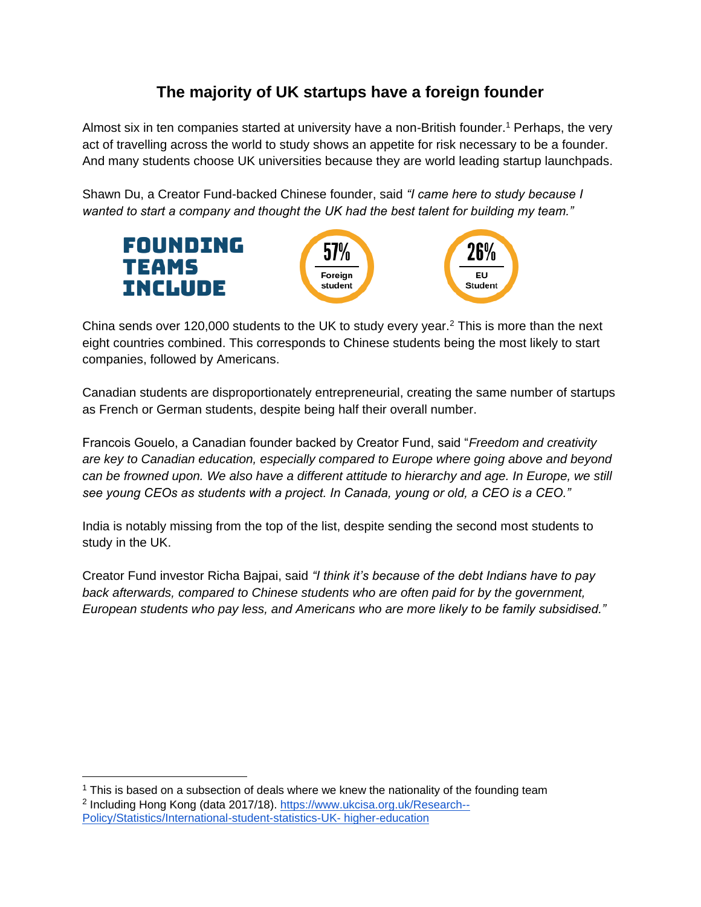# The majority of UK startups have a foreign founder

Almost six in ten companies started at university have a non-British founder.[1] Perhaps, the very act of travelling across the world to study shows an appetite for risk necessary to be a founder. And many students choose UK universities because they are world leading startup launchpads.

Shawn Du, a Creator Fund-backed Chinese founder, said *"I came here to study because I wanted to start a company and thought the UK had the best talent for building my team."*

**FOUNDING TEAMS INCLUDE**

**57%** Foreign student

**26%** EU Student

China sends over 120,000 students to the UK to study every year.[2] This is more than the next eight countries combined. This corresponds to Chinese students being the most likely to start companies, followed by Americans.

Canadian students are disproportionately entrepreneurial, creating the same number of startups as French or German students, despite being half their overall number.

Francois Gouelo, a Canadian founder backed by Creator Fund, said "*Freedom and creativity are key to Canadian education, especially compared to Europe where going above and beyond can be frowned upon. We also have a different attitude to hierarchy and age. In Europe, we still see young CEOs as students with a project. In Canada, young or old, a CEO is a CEO."*

India is notably missing from the top of the list, despite sending the second most students to study in the UK.

Creator Fund investor Richa Bajpai, said *"I think it's because of the debt Indians have to pay back afterwards, compared to Chinese students who are often paid for by the government, European students who pay less, and Americans who are more likely to be family subsidised."*

---

[1] This is based on a subsection of deals where we knew the nationality of the founding team

[2] Including Hong Kong (data 2017/18). https://www.ukcisa.org.uk/Research--Policy/Statistics/International-student-statistics-UK- higher-education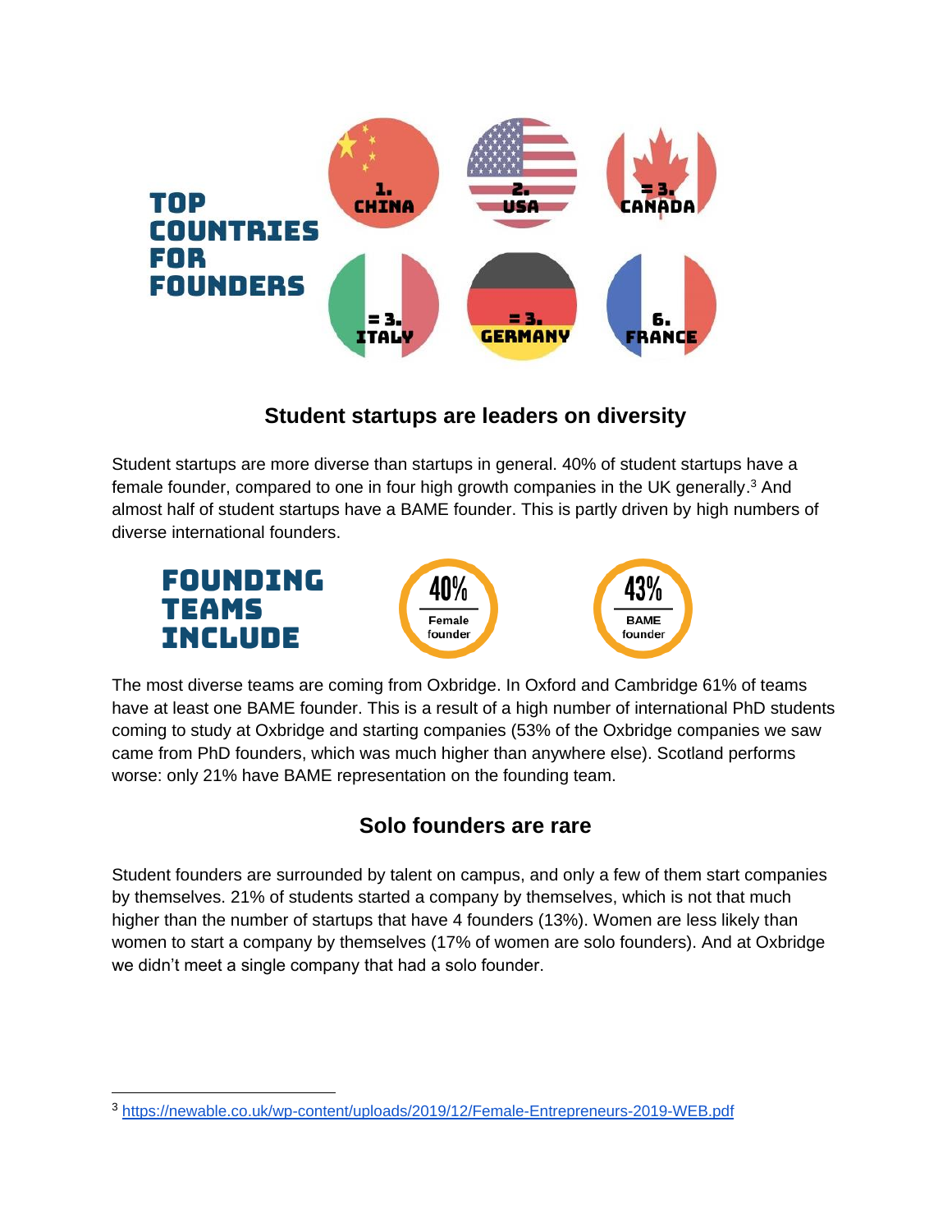**TOP COUNTRIES FOR FOUNDERS**

1. CHINA
2. USA
=3. CANADA
=3. ITALY
=3. GERMANY
6. FRANCE

## Student startups are leaders on diversity

Student startups are more diverse than startups in general. 40% of student startups have a female founder, compared to one in four high growth companies in the UK generally.[3] And almost half of student startups have a BAME founder. This is partly driven by high numbers of diverse international founders.

**FOUNDING TEAMS INCLUDE**

- 40% Female founder
- 43% BAME founder

The most diverse teams are coming from Oxbridge. In Oxford and Cambridge 61% of teams have at least one BAME founder. This is a result of a high number of international PhD students coming to study at Oxbridge and starting companies (53% of the Oxbridge companies we saw came from PhD founders, which was much higher than anywhere else). Scotland performs worse: only 21% have BAME representation on the founding team.

## Solo founders are rare

Student founders are surrounded by talent on campus, and only a few of them start companies by themselves. 21% of students started a company by themselves, which is not that much higher than the number of startups that have 4 founders (13%). Women are less likely than women to start a company by themselves (17% of women are solo founders). And at Oxbridge we didn't meet a single company that had a solo founder.

---

[3] https://newable.co.uk/wp-content/uploads/2019/12/Female-Entrepreneurs-2019-WEB.pdf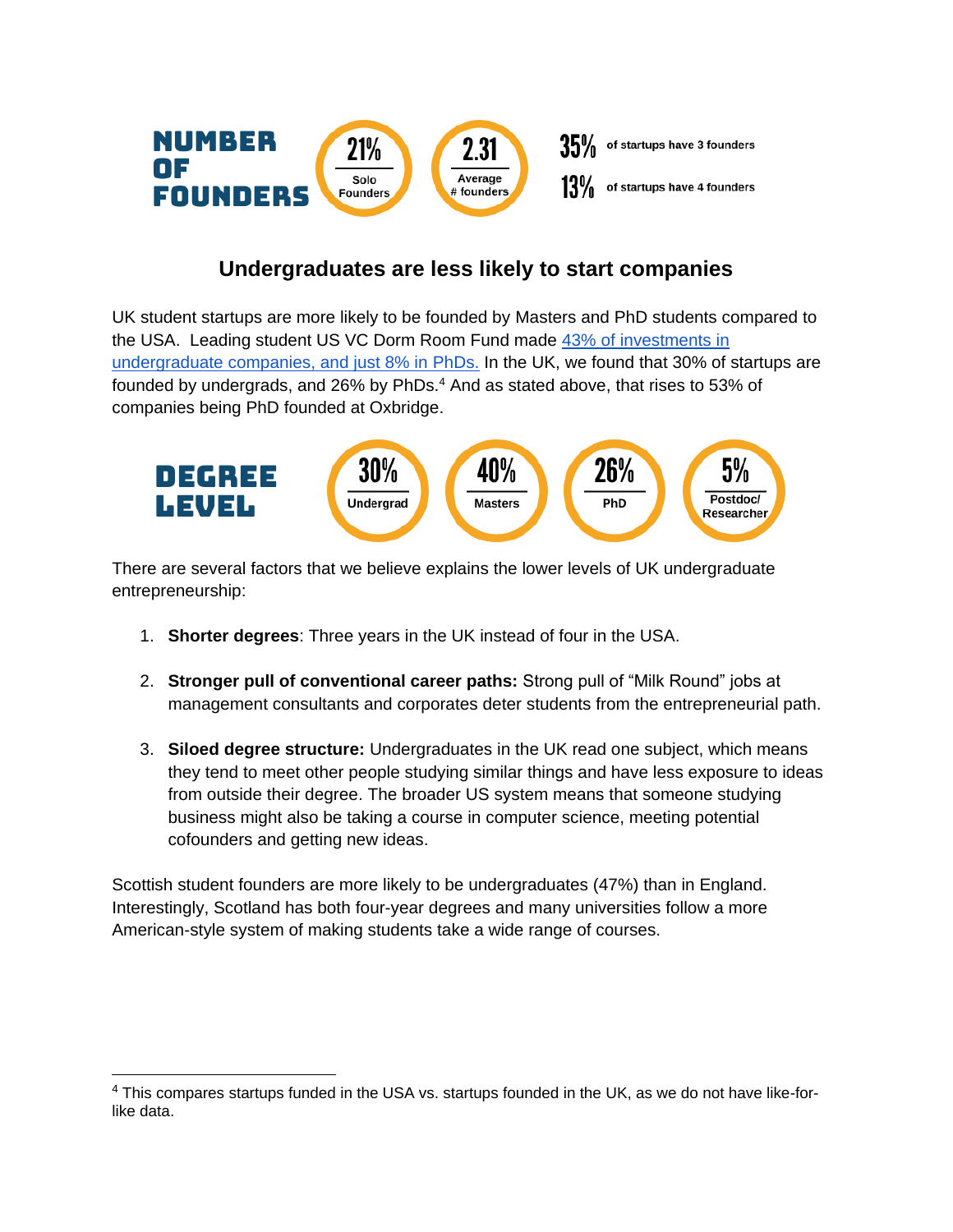**NUMBER OF FOUNDERS**

- **21%** Solo Founders
- **2.31** Average # founders
- **35%** of startups have 3 founders
- **13%** of startups have 4 founders

## Undergraduates are less likely to start companies

UK student startups are more likely to be founded by Masters and PhD students compared to the USA. Leading student US VC Dorm Room Fund made [43% of investments in undergraduate companies, and just 8% in PhDs.]() In the UK, we found that 30% of startups are founded by undergrads, and 26% by PhDs.[4] And as stated above, that rises to 53% of companies being PhD founded at Oxbridge.

**DEGREE LEVEL**

- **30%** Undergrad
- **40%** Masters
- **26%** PhD
- **5%** Postdoc/ Researcher

There are several factors that we believe explains the lower levels of UK undergraduate entrepreneurship:

1. **Shorter degrees**: Three years in the UK instead of four in the USA.
2. **Stronger pull of conventional career paths:** Strong pull of "Milk Round" jobs at management consultants and corporates deter students from the entrepreneurial path.
3. **Siloed degree structure:** Undergraduates in the UK read one subject, which means they tend to meet other people studying similar things and have less exposure to ideas from outside their degree. The broader US system means that someone studying business might also be taking a course in computer science, meeting potential cofounders and getting new ideas.

Scottish student founders are more likely to be undergraduates (47%) than in England. Interestingly, Scotland has both four-year degrees and many universities follow a more American-style system of making students take a wide range of courses.

---

[4] This compares startups funded in the USA vs. startups founded in the UK, as we do not have like-for-like data.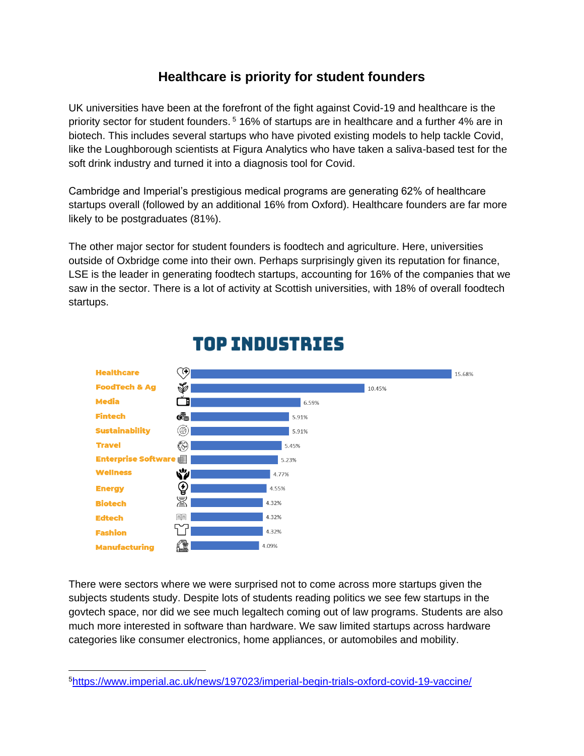# Healthcare is priority for student founders

UK universities have been at the forefront of the fight against Covid-19 and healthcare is the priority sector for student founders.[5] 16% of startups are in healthcare and a further 4% are in biotech. This includes several startups who have pivoted existing models to help tackle Covid, like the Loughborough scientists at Figura Analytics who have taken a saliva-based test for the soft drink industry and turned it into a diagnosis tool for Covid.

Cambridge and Imperial's prestigious medical programs are generating 62% of healthcare startups overall (followed by an additional 16% from Oxford). Healthcare founders are far more likely to be postgraduates (81%).

The other major sector for student founders is foodtech and agriculture. Here, universities outside of Oxbridge come into their own. Perhaps surprisingly given its reputation for finance, LSE is the leader in generating foodtech startups, accounting for 16% of the companies that we saw in the sector. There is a lot of activity at Scottish universities, with 18% of overall foodtech startups.

## TOP INDUSTRIES

| Industry | Share |
|---|---|
| Healthcare | 15.68% |
| FoodTech & Ag | 10.45% |
| Media | 6.59% |
| Fintech | 5.91% |
| Sustainability | 5.91% |
| Travel | 5.45% |
| Enterprise Software | 5.23% |
| Wellness | 4.77% |
| Energy | 4.55% |
| Biotech | 4.32% |
| Edtech | 4.32% |
| Fashion | 4.32% |
| Manufacturing | 4.09% |

There were sectors where we were surprised not to come across more startups given the subjects students study. Despite lots of students reading politics we see few startups in the govtech space, nor did we see much legaltech coming out of law programs. Students are also much more interested in software than hardware. We saw limited startups across hardware categories like consumer electronics, home appliances, or automobiles and mobility.

---

[5] https://www.imperial.ac.uk/news/197023/imperial-begin-trials-oxford-covid-19-vaccine/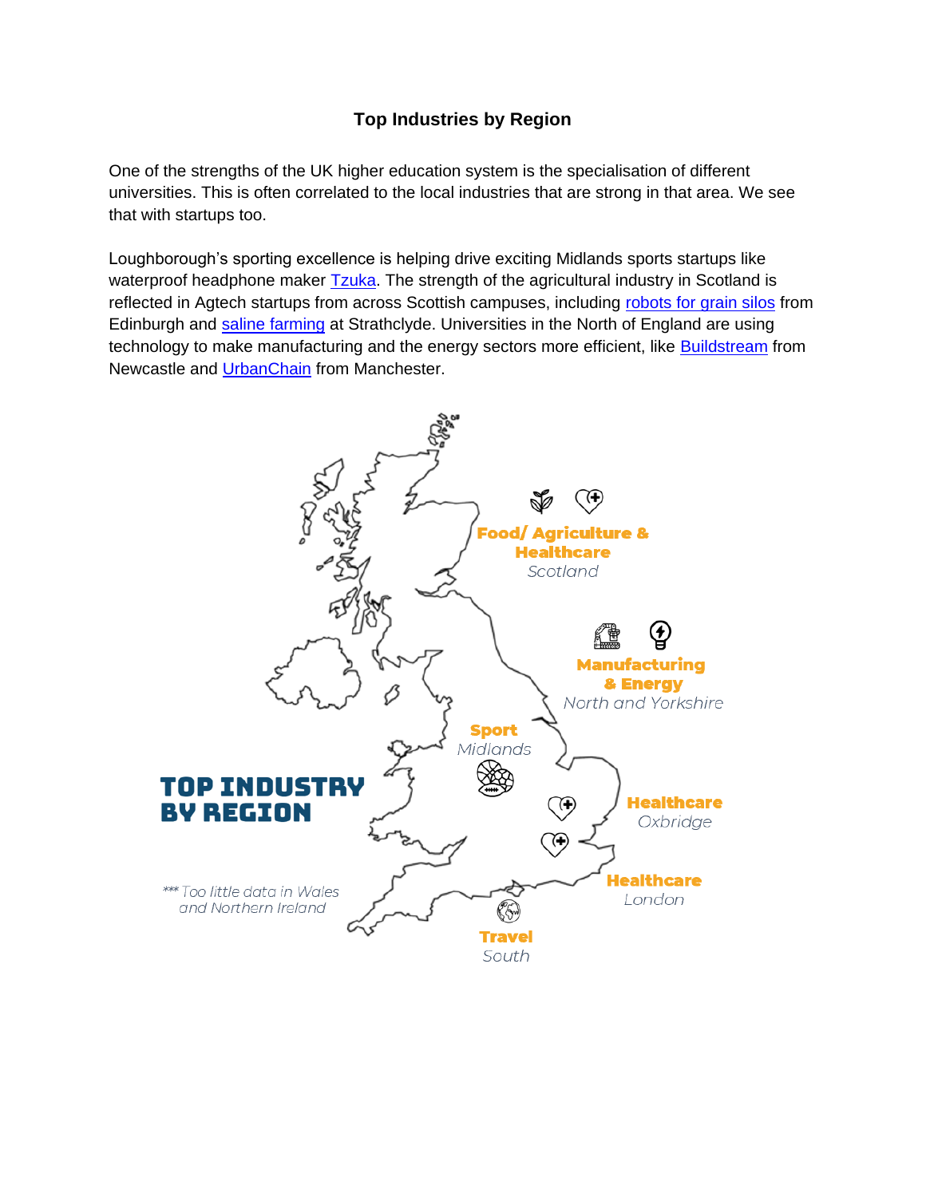# Top Industries by Region

One of the strengths of the UK higher education system is the specialisation of different universities. This is often correlated to the local industries that are strong in that area. We see that with startups too.

Loughborough's sporting excellence is helping drive exciting Midlands sports startups like waterproof headphone maker [Tzuka](). The strength of the agricultural industry in Scotland is reflected in Agtech startups from across Scottish campuses, including [robots for grain silos]() from Edinburgh and [saline farming]() at Strathclyde. Universities in the North of England are using technology to make manufacturing and the energy sectors more efficient, like [Buildstream]() from Newcastle and [UrbanChain]() from Manchester.

**TOP INDUSTRY BY REGION**

**Food/ Agriculture & Healthcare**
*Scotland*

**Manufacturing & Energy**
*North and Yorkshire*

**Sport**
*Midlands*

**Healthcare**
*Oxbridge*

**Healthcare**
*London*

**Travel**
*South*

*** Too little data in Wales and Northern Ireland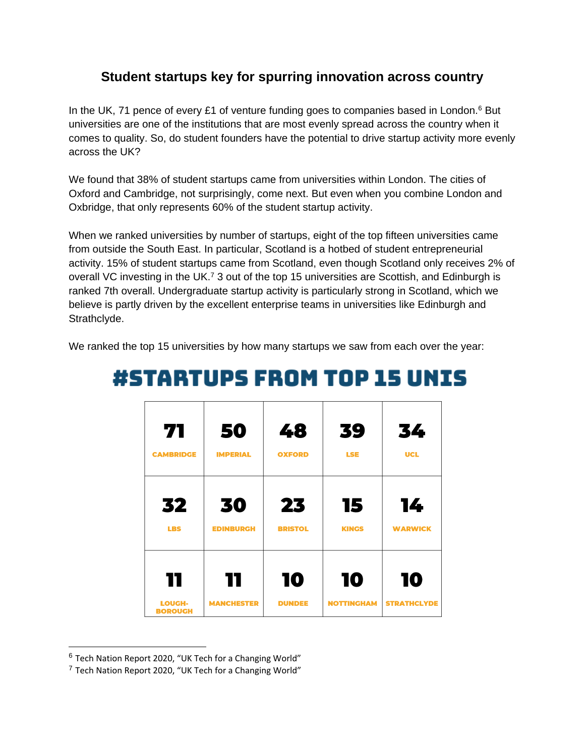### Student startups key for spurring innovation across country

In the UK, 71 pence of every £1 of venture funding goes to companies based in London.[6] But universities are one of the institutions that are most evenly spread across the country when it comes to quality. So, do student founders have the potential to drive startup activity more evenly across the UK?

We found that 38% of student startups came from universities within London. The cities of Oxford and Cambridge, not surprisingly, come next. But even when you combine London and Oxbridge, that only represents 60% of the student startup activity.

When we ranked universities by number of startups, eight of the top fifteen universities came from outside the South East. In particular, Scotland is a hotbed of student entrepreneurial activity. 15% of student startups came from Scotland, even though Scotland only receives 2% of overall VC investing in the UK.[7] 3 out of the top 15 universities are Scottish, and Edinburgh is ranked 7th overall. Undergraduate startup activity is particularly strong in Scotland, which we believe is partly driven by the excellent enterprise teams in universities like Edinburgh and Strathclyde.

We ranked the top 15 universities by how many startups we saw from each over the year:

## #STARTUPS FROM TOP 15 UNIS

| | | | | |
|---|---|---|---|---|
| 71 CAMBRIDGE | 50 IMPERIAL | 48 OXFORD | 39 LSE | 34 UCL |
| 32 LBS | 30 EDINBURGH | 23 BRISTOL | 15 KINGS | 14 WARWICK |
| 11 LOUGH-BOROUGH | 11 MANCHESTER | 10 DUNDEE | 10 NOTTINGHAM | 10 STRATHCLYDE |

---

[6] Tech Nation Report 2020, "UK Tech for a Changing World"

[7] Tech Nation Report 2020, "UK Tech for a Changing World"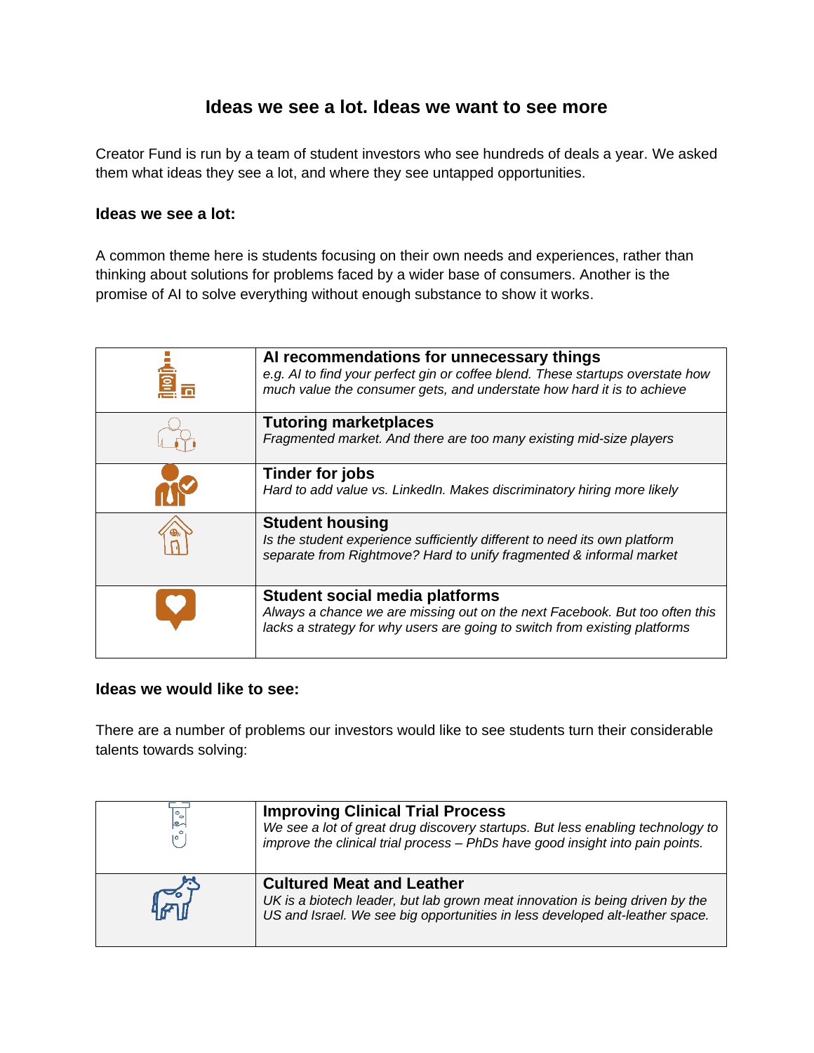# Ideas we see a lot. Ideas we want to see more

Creator Fund is run by a team of student investors who see hundreds of deals a year. We asked them what ideas they see a lot, and where they see untapped opportunities.

### Ideas we see a lot:

A common theme here is students focusing on their own needs and experiences, rather than thinking about solutions for problems faced by a wider base of consumers. Another is the promise of AI to solve everything without enough substance to show it works.

| | |
|---|---|
| | **AI recommendations for unnecessary things**<br>*e.g. AI to find your perfect gin or coffee blend. These startups overstate how much value the consumer gets, and understate how hard it is to achieve* |
| | **Tutoring marketplaces**<br>*Fragmented market. And there are too many existing mid-size players* |
| | **Tinder for jobs**<br>*Hard to add value vs. LinkedIn. Makes discriminatory hiring more likely* |
| | **Student housing**<br>*Is the student experience sufficiently different to need its own platform separate from Rightmove? Hard to unify fragmented & informal market* |
| | **Student social media platforms**<br>*Always a chance we are missing out on the next Facebook. But too often this lacks a strategy for why users are going to switch from existing platforms* |

### Ideas we would like to see:

There are a number of problems our investors would like to see students turn their considerable talents towards solving:

| | |
|---|---|
| | **Improving Clinical Trial Process**<br>*We see a lot of great drug discovery startups. But less enabling technology to improve the clinical trial process – PhDs have good insight into pain points.* |
| | **Cultured Meat and Leather**<br>*UK is a biotech leader, but lab grown meat innovation is being driven by the US and Israel. We see big opportunities in less developed alt-leather space.* |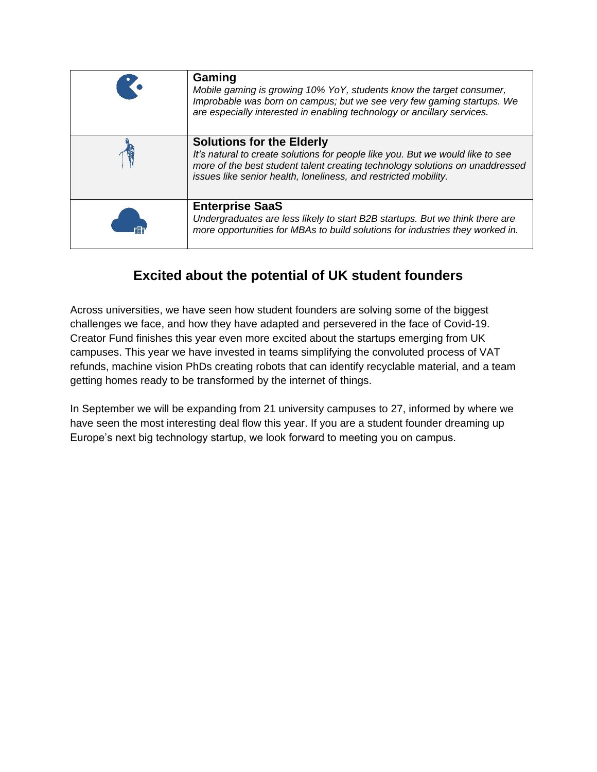| | |
|---|---|
| | **Gaming**<br>*Mobile gaming is growing 10% YoY, students know the target consumer, Improbable was born on campus; but we see very few gaming startups. We are especially interested in enabling technology or ancillary services.* |
| | **Solutions for the Elderly**<br>*It's natural to create solutions for people like you. But we would like to see more of the best student talent creating technology solutions on unaddressed issues like senior health, loneliness, and restricted mobility.* |
| | **Enterprise SaaS**<br>*Undergraduates are less likely to start B2B startups. But we think there are more opportunities for MBAs to build solutions for industries they worked in.* |

## Excited about the potential of UK student founders

Across universities, we have seen how student founders are solving some of the biggest challenges we face, and how they have adapted and persevered in the face of Covid-19. Creator Fund finishes this year even more excited about the startups emerging from UK campuses. This year we have invested in teams simplifying the convoluted process of VAT refunds, machine vision PhDs creating robots that can identify recyclable material, and a team getting homes ready to be transformed by the internet of things.

In September we will be expanding from 21 university campuses to 27, informed by where we have seen the most interesting deal flow this year. If you are a student founder dreaming up Europe's next big technology startup, we look forward to meeting you on campus.